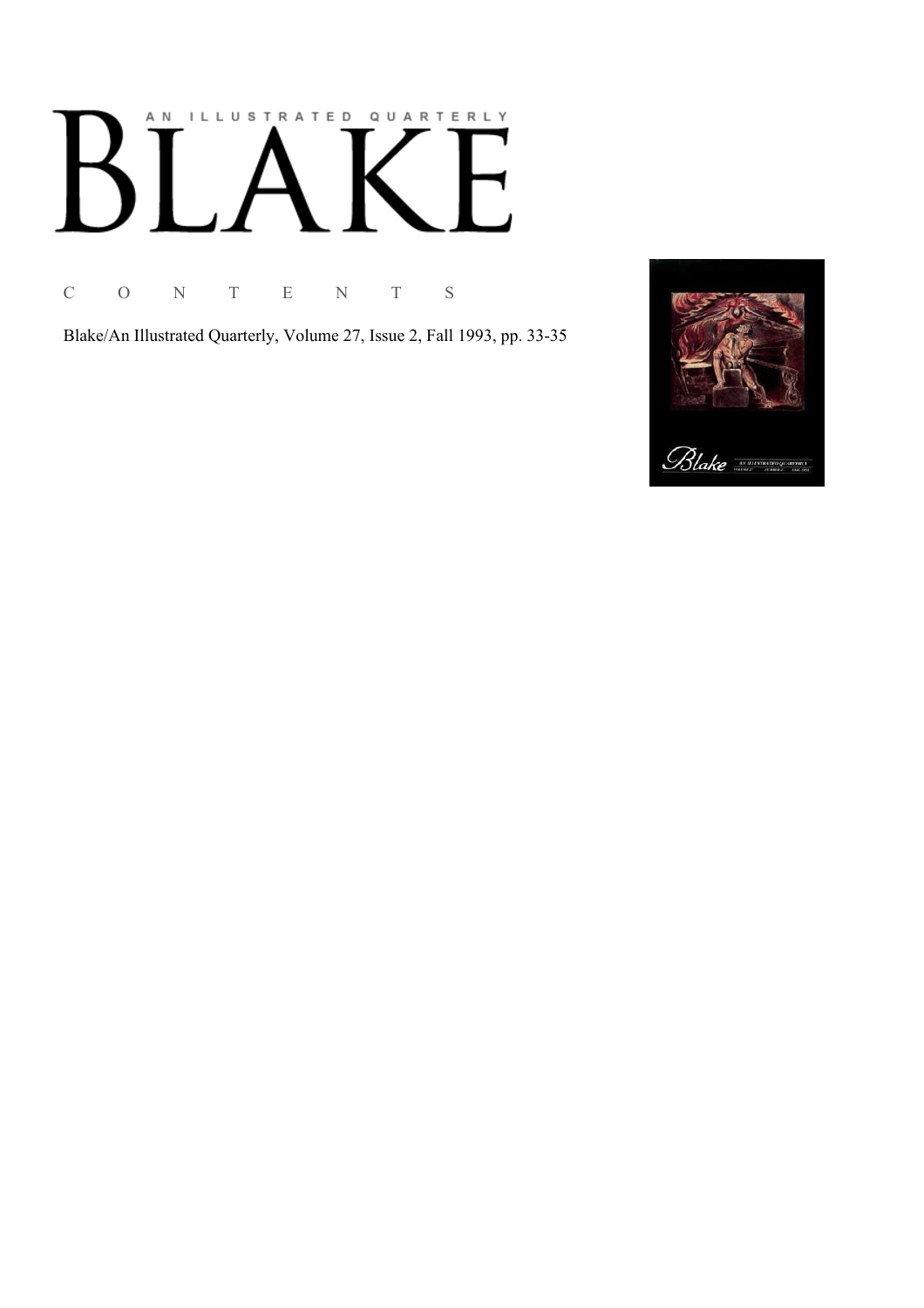# AN ILLUSTRATED QUARTERLY

# BLAKE

C O N T E N T S

Blake/An Illustrated Quarterly, Volume 27, Issue 2, Fall 1993, pp. 33-35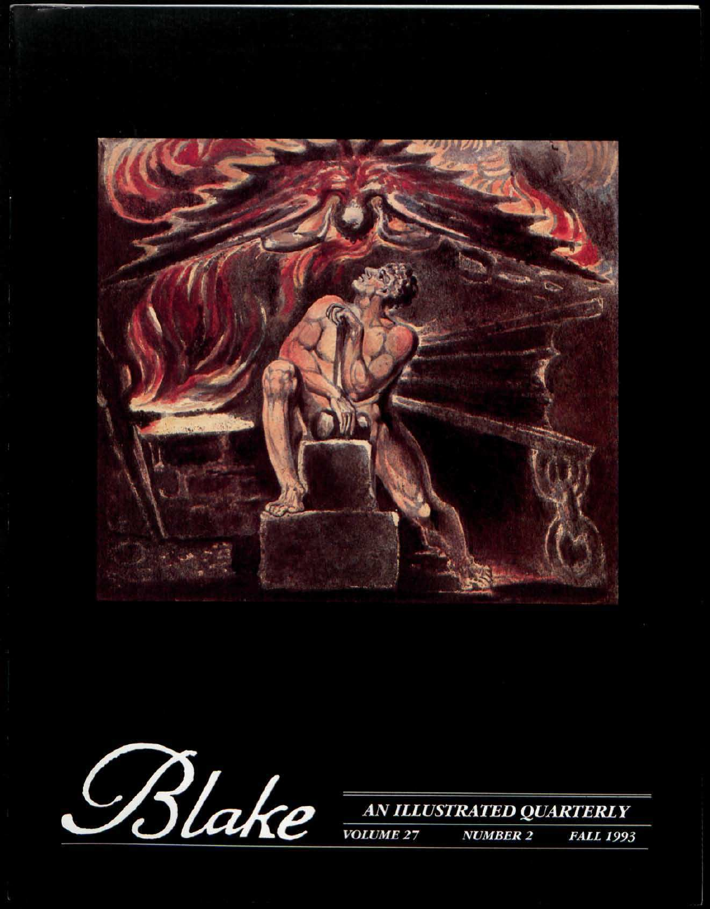Blake

AN ILLUSTRATED QUARTERLY

VOLUME 27 NUMBER 2 FALL 1993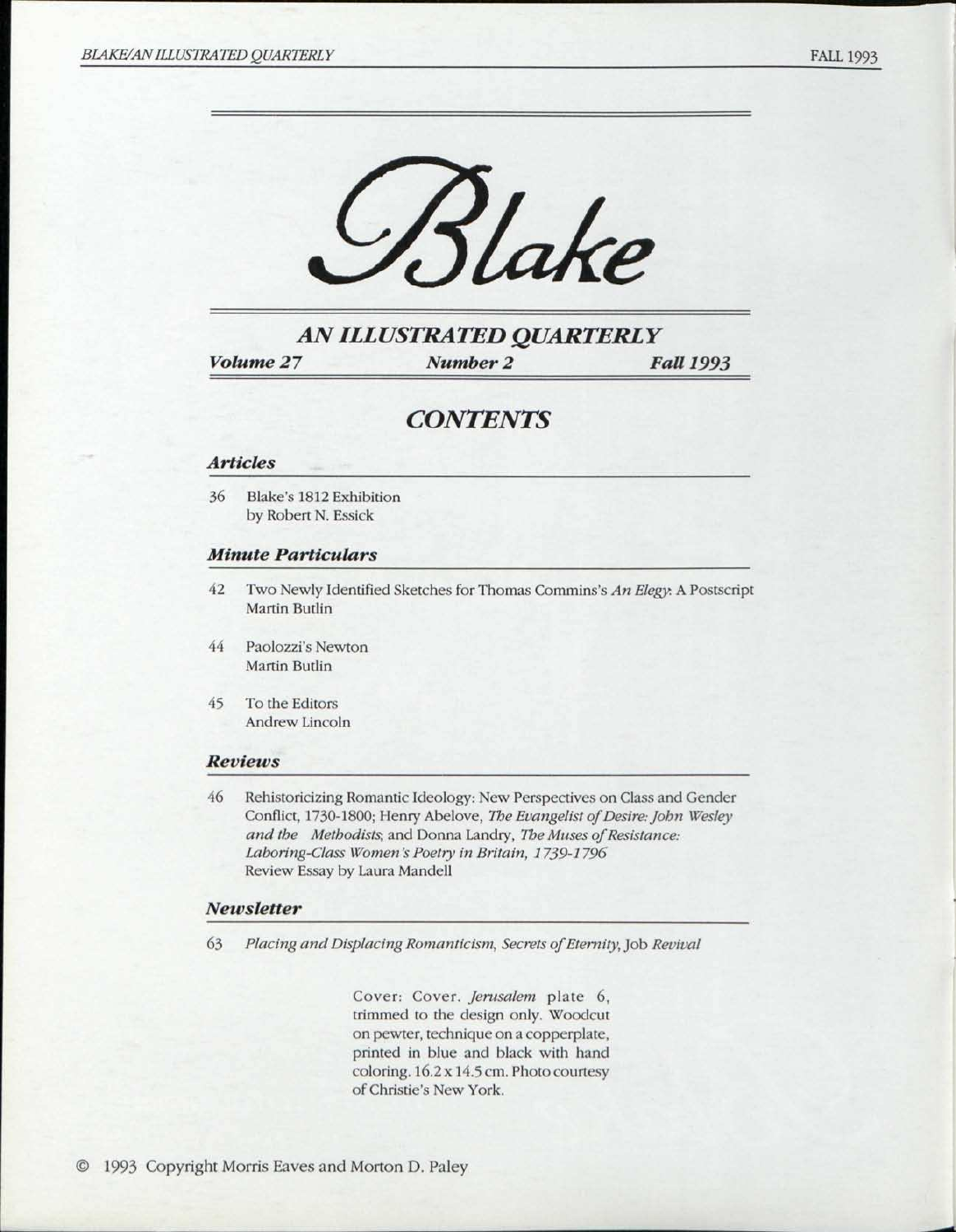# Blake

## AN ILLUSTRATED QUARTERLY

*Volume 27* *Number 2* *Fall 1993*

## CONTENTS

### Articles

36 Blake's 1812 Exhibition
by Robert N. Essick

### Minute Particulars

42 Two Newly Identified Sketches for Thomas Commins's *An Elegy*: A Postscript
Martin Butlin

44 Paolozzi's Newton
Martin Butlin

45 To the Editors
Andrew Lincoln

### Reviews

46 Rehistoricizing Romantic Ideology: New Perspectives on Class and Gender Conflict, 1730-1800; Henry Abelove, *The Evangelist of Desire: John Wesley and the Methodists*; and Donna Landry, *The Muses of Resistance: Laboring-Class Women's Poetry in Britain, 1739-1796*
Review Essay by Laura Mandell

### Newsletter

63 *Placing and Displacing Romanticism*, *Secrets of Eternity*, Job *Revival*

Cover: Cover. *Jerusalem* plate 6, trimmed to the design only. Woodcut on pewter, technique on a copperplate, printed in blue and black with hand coloring. 16.2 x 14.5 cm. Photo courtesy of Christie's New York.

© 1993 Copyright Morris Eaves and Morton D. Paley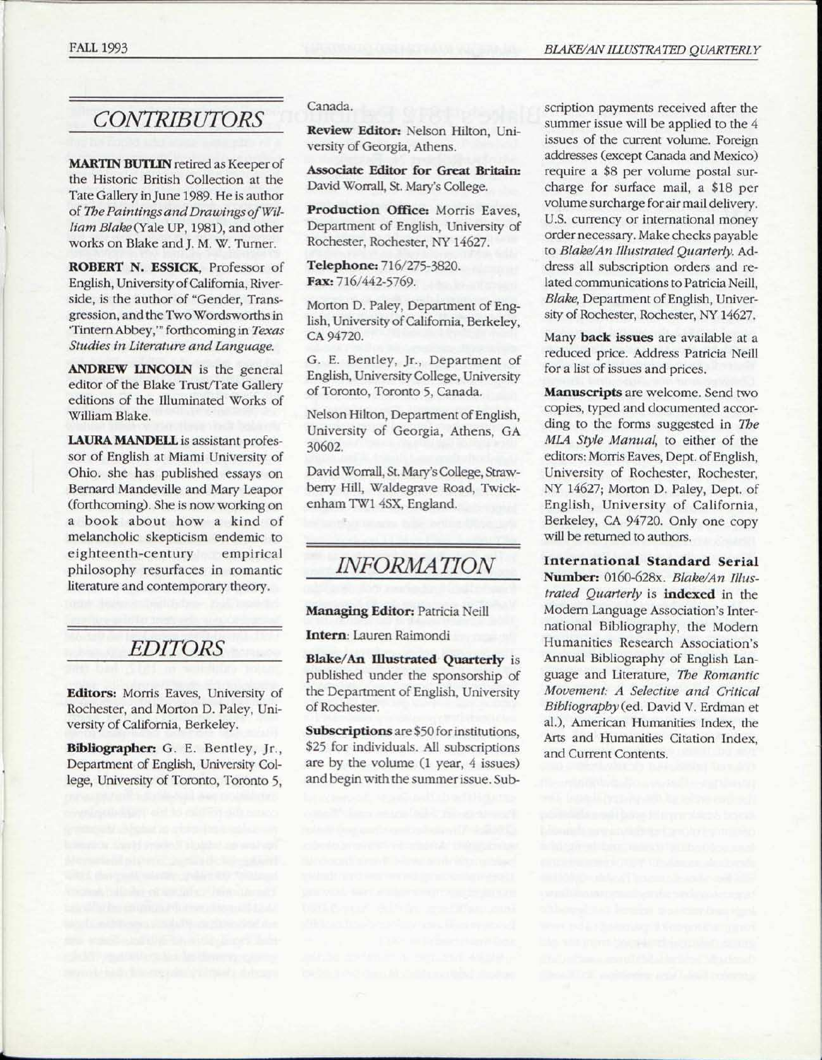## CONTRIBUTORS

**MARTIN BUTLIN** retired as Keeper of the Historic British Collection at the Tate Gallery in June 1989. He is author of *The Paintings and Drawings of William Blake* (Yale UP, 1981), and other works on Blake and J. M. W. Turner.

**ROBERT N. ESSICK**, Professor of English, University of California, Riverside, is the author of "Gender, Transgression, and the Two Wordsworths in 'Tintern Abbey,'" forthcoming in *Texas Studies in Literature and Language*.

**ANDREW LINCOLN** is the general editor of the Blake Trust/Tate Gallery editions of the Illuminated Works of William Blake.

**LAURA MANDELL** is assistant professor of English at Miami University of Ohio. she has published essays on Bernard Mandeville and Mary Leapor (forthcoming). She is now working on a book about how a kind of melancholic skepticism endemic to eighteenth-century empirical philosophy resurfaces in romantic literature and contemporary theory.

## EDITORS

**Editors:** Morris Eaves, University of Rochester, and Morton D. Paley, University of California, Berkeley.

**Bibliographer:** G. E. Bentley, Jr., Department of English, University College, University of Toronto, Toronto 5, Canada.

**Review Editor:** Nelson Hilton, University of Georgia, Athens.

**Associate Editor for Great Britain:** David Worrall, St. Mary's College.

**Production Office:** Morris Eaves, Department of English, University of Rochester, Rochester, NY 14627.

**Telephone:** 716/275-3820.
**Fax:** 716/442-5769.

Morton D. Paley, Department of English, University of California, Berkeley, CA 94720.

G. E. Bentley, Jr., Department of English, University College, University of Toronto, Toronto 5, Canada.

Nelson Hilton, Department of English, University of Georgia, Athens, GA 30602.

David Worrall, St. Mary's College, Strawberry Hill, Waldegrave Road, Twickenham TW1 4SX, England.

## INFORMATION

**Managing Editor:** Patricia Neill

**Intern**: Lauren Raimondi

**Blake/An Illustrated Quarterly** is published under the sponsorship of the Department of English, University of Rochester.

**Subscriptions** are $50 for institutions, $25 for individuals. All subscriptions are by the volume (1 year, 4 issues) and begin with the summer issue. Subscription payments received after the summer issue will be applied to the 4 issues of the current volume. Foreign addresses (except Canada and Mexico) require a $8 per volume postal surcharge for surface mail, a $18 per volume surcharge for air mail delivery. U.S. currency or international money order necessary. Make checks payable to *Blake/An Illustrated Quarterly*. Address all subscription orders and related communications to Patricia Neill, *Blake*, Department of English, University of Rochester, Rochester, NY 14627.

Many **back issues** are available at a reduced price. Address Patricia Neill for a list of issues and prices.

**Manuscripts** are welcome. Send two copies, typed and documented according to the forms suggested in *The MLA Style Manual*, to either of the editors: Morris Eaves, Dept. of English, University of Rochester, Rochester, NY 14627; Morton D. Paley, Dept. of English, University of California, Berkeley, CA 94720. Only one copy will be returned to authors.

**International Standard Serial Number:** 0160-628x. *Blake/An Illustrated Quarterly* is **indexed** in the Modern Language Association's International Bibliography, the Modern Humanities Research Association's Annual Bibliography of English Language and Literature, *The Romantic Movement: A Selective and Critical Bibliography* (ed. David V. Erdman et al.), American Humanities Index, the Arts and Humanities Citation Index, and Current Contents.